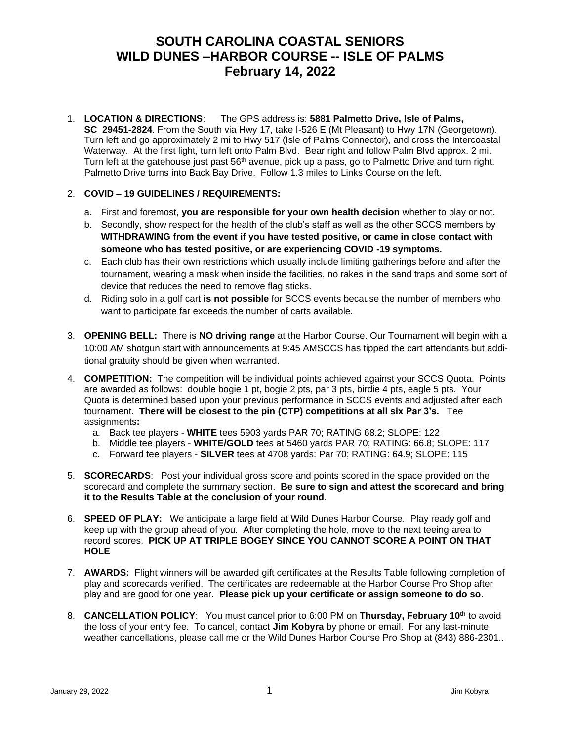# SOUTH CAROLINA COASTAL SENIORS
# WILD DUNES –HARBOR COURSE -- ISLE OF PALMS
# February 14, 2022

1. **LOCATION & DIRECTIONS**: The GPS address is: **5881 Palmetto Drive, Isle of Palms, SC 29451-2824**. From the South via Hwy 17, take I-526 E (Mt Pleasant) to Hwy 17N (Georgetown). Turn left and go approximately 2 mi to Hwy 517 (Isle of Palms Connector), and cross the Intercoastal Waterway. At the first light, turn left onto Palm Blvd. Bear right and follow Palm Blvd approx. 2 mi. Turn left at the gatehouse just past 56th avenue, pick up a pass, go to Palmetto Drive and turn right. Palmetto Drive turns into Back Bay Drive. Follow 1.3 miles to Links Course on the left.

2. **COVID – 19 GUIDELINES / REQUIREMENTS:**
   a. First and foremost, **you are responsible for your own health decision** whether to play or not.
   b. Secondly, show respect for the health of the club's staff as well as the other SCCS members by **WITHDRAWING from the event if you have tested positive, or came in close contact with someone who has tested positive, or are experiencing COVID -19 symptoms.**
   c. Each club has their own restrictions which usually include limiting gatherings before and after the tournament, wearing a mask when inside the facilities, no rakes in the sand traps and some sort of device that reduces the need to remove flag sticks.
   d. Riding solo in a golf cart **is not possible** for SCCS events because the number of members who want to participate far exceeds the number of carts available.

3. **OPENING BELL:** There is **NO driving range** at the Harbor Course. Our Tournament will begin with a 10:00 AM shotgun start with announcements at 9:45 AMSCCS has tipped the cart attendants but additional gratuity should be given when warranted.

4. **COMPETITION:** The competition will be individual points achieved against your SCCS Quota. Points are awarded as follows: double bogie 1 pt, bogie 2 pts, par 3 pts, birdie 4 pts, eagle 5 pts. Your Quota is determined based upon your previous performance in SCCS events and adjusted after each tournament. **There will be closest to the pin (CTP) competitions at all six Par 3's.** Tee assignments**:**
   a. Back tee players - **WHITE** tees 5903 yards PAR 70; RATING 68.2; SLOPE: 122
   b. Middle tee players - **WHITE/GOLD** tees at 5460 yards PAR 70; RATING: 66.8; SLOPE: 117
   c. Forward tee players - **SILVER** tees at 4708 yards: Par 70; RATING: 64.9; SLOPE: 115

5. **SCORECARDS**: Post your individual gross score and points scored in the space provided on the scorecard and complete the summary section. **Be sure to sign and attest the scorecard and bring it to the Results Table at the conclusion of your round**.

6. **SPEED OF PLAY:** We anticipate a large field at Wild Dunes Harbor Course. Play ready golf and keep up with the group ahead of you. After completing the hole, move to the next teeing area to record scores. **PICK UP AT TRIPLE BOGEY SINCE YOU CANNOT SCORE A POINT ON THAT HOLE**

7. **AWARDS:** Flight winners will be awarded gift certificates at the Results Table following completion of play and scorecards verified. The certificates are redeemable at the Harbor Course Pro Shop after play and are good for one year. **Please pick up your certificate or assign someone to do so**.

8. **CANCELLATION POLICY**: You must cancel prior to 6:00 PM on **Thursday, February 10th** to avoid the loss of your entry fee. To cancel, contact **Jim Kobyra** by phone or email. For any last-minute weather cancellations, please call me or the Wild Dunes Harbor Course Pro Shop at (843) 886-2301..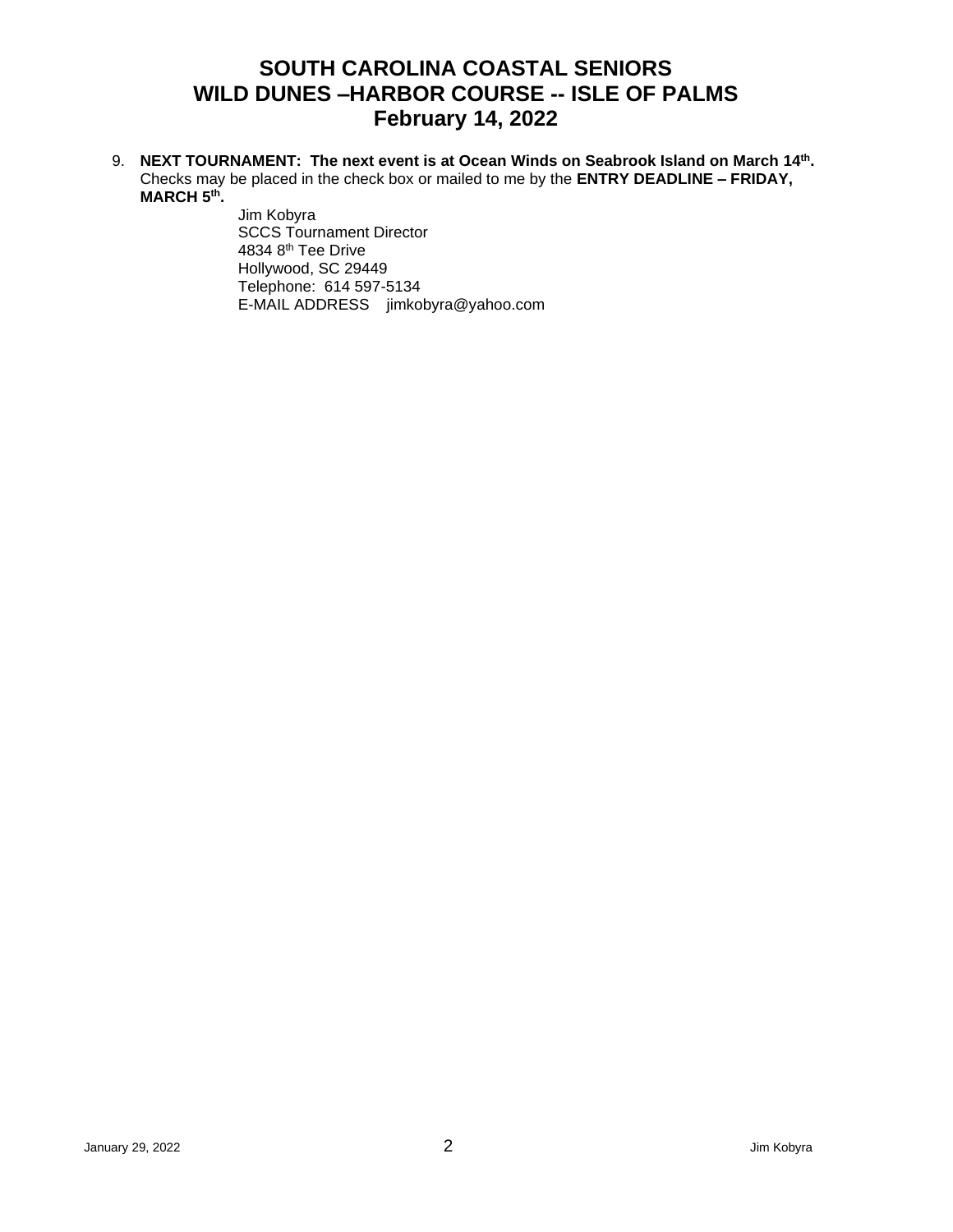# SOUTH CAROLINA COASTAL SENIORS
# WILD DUNES –HARBOR COURSE -- ISLE OF PALMS
# February 14, 2022

9. **NEXT TOURNAMENT: The next event is at Ocean Winds on Seabrook Island on March 14th.** Checks may be placed in the check box or mailed to me by the **ENTRY DEADLINE – FRIDAY, MARCH 5th.**

   Jim Kobyra
   SCCS Tournament Director
   4834 8th Tee Drive
   Hollywood, SC 29449
   Telephone: 614 597-5134
   E-MAIL ADDRESS jimkobyra@yahoo.com